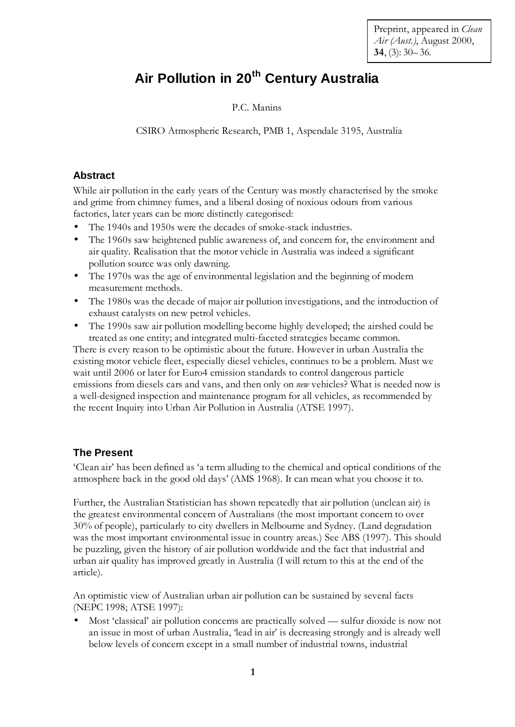Preprint, appeared in *Clean Air (Aust.)*, August 2000, **34**, (3): 30– 36.

# Air Pollution in 20th Century Australia

P.C. Manins

CSIRO Atmospheric Research, PMB 1, Aspendale 3195, Australia

## Abstract

While air pollution in the early years of the Century was mostly characterised by the smoke and grime from chimney fumes, and a liberal dosing of noxious odours from various factories, later years can be more distinctly categorised:

- The 1940s and 1950s were the decades of smoke-stack industries.
- The 1960s saw heightened public awareness of, and concern for, the environment and air quality. Realisation that the motor vehicle in Australia was indeed a significant pollution source was only dawning.
- The 1970s was the age of environmental legislation and the beginning of modern measurement methods.
- The 1980s was the decade of major air pollution investigations, and the introduction of exhaust catalysts on new petrol vehicles.
- The 1990s saw air pollution modelling become highly developed; the airshed could be treated as one entity; and integrated multi-faceted strategies became common.

There is every reason to be optimistic about the future. However in urban Australia the existing motor vehicle fleet, especially diesel vehicles, continues to be a problem. Must we wait until 2006 or later for Euro4 emission standards to control dangerous particle emissions from diesels cars and vans, and then only on *new* vehicles? What is needed now is a well-designed inspection and maintenance program for all vehicles, as recommended by the recent Inquiry into Urban Air Pollution in Australia (ATSE 1997).

## The Present

'Clean air' has been defined as 'a term alluding to the chemical and optical conditions of the atmosphere back in the good old days' (AMS 1968). It can mean what you choose it to.

Further, the Australian Statistician has shown repeatedly that air pollution (unclean air) is the greatest environmental concern of Australians (the most important concern to over 30% of people), particularly to city dwellers in Melbourne and Sydney. (Land degradation was the most important environmental issue in country areas.) See ABS (1997). This should be puzzling, given the history of air pollution worldwide and the fact that industrial and urban air quality has improved greatly in Australia (I will return to this at the end of the article).

An optimistic view of Australian urban air pollution can be sustained by several facts (NEPC 1998; ATSE 1997):

- Most 'classical' air pollution concerns are practically solved — sulfur dioxide is now not an issue in most of urban Australia, 'lead in air' is decreasing strongly and is already well below levels of concern except in a small number of industrial towns, industrial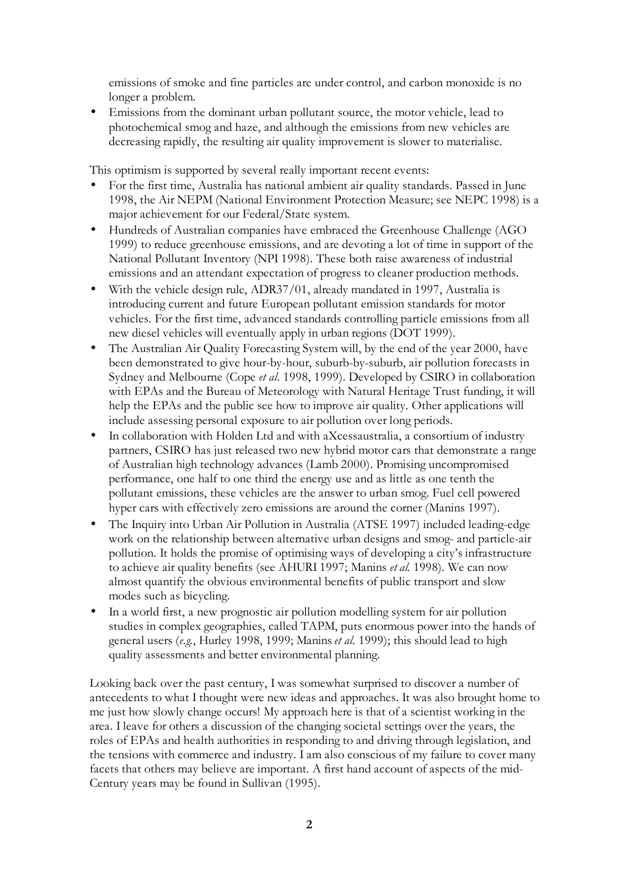emissions of smoke and fine particles are under control, and carbon monoxide is no longer a problem.

- Emissions from the dominant urban pollutant source, the motor vehicle, lead to photochemical smog and haze, and although the emissions from new vehicles are decreasing rapidly, the resulting air quality improvement is slower to materialise.

This optimism is supported by several really important recent events:

- For the first time, Australia has national ambient air quality standards. Passed in June 1998, the Air NEPM (National Environment Protection Measure; see NEPC 1998) is a major achievement for our Federal/State system.
- Hundreds of Australian companies have embraced the Greenhouse Challenge (AGO 1999) to reduce greenhouse emissions, and are devoting a lot of time in support of the National Pollutant Inventory (NPI 1998). These both raise awareness of industrial emissions and an attendant expectation of progress to cleaner production methods.
- With the vehicle design rule, ADR37/01, already mandated in 1997, Australia is introducing current and future European pollutant emission standards for motor vehicles. For the first time, advanced standards controlling particle emissions from all new diesel vehicles will eventually apply in urban regions (DOT 1999).
- The Australian Air Quality Forecasting System will, by the end of the year 2000, have been demonstrated to give hour-by-hour, suburb-by-suburb, air pollution forecasts in Sydney and Melbourne (Cope *et al.* 1998, 1999). Developed by CSIRO in collaboration with EPAs and the Bureau of Meteorology with Natural Heritage Trust funding, it will help the EPAs and the public see how to improve air quality. Other applications will include assessing personal exposure to air pollution over long periods.
- In collaboration with Holden Ltd and with aXcessaustralia, a consortium of industry partners, CSIRO has just released two new hybrid motor cars that demonstrate a range of Australian high technology advances (Lamb 2000). Promising uncompromised performance, one half to one third the energy use and as little as one tenth the pollutant emissions, these vehicles are the answer to urban smog. Fuel cell powered hyper cars with effectively zero emissions are around the corner (Manins 1997).
- The Inquiry into Urban Air Pollution in Australia (ATSE 1997) included leading-edge work on the relationship between alternative urban designs and smog- and particle-air pollution. It holds the promise of optimising ways of developing a city's infrastructure to achieve air quality benefits (see AHURI 1997; Manins *et al.* 1998). We can now almost quantify the obvious environmental benefits of public transport and slow modes such as bicycling.
- In a world first, a new prognostic air pollution modelling system for air pollution studies in complex geographies, called TAPM, puts enormous power into the hands of general users (*e.g.*, Hurley 1998, 1999; Manins *et al.* 1999); this should lead to high quality assessments and better environmental planning.

Looking back over the past century, I was somewhat surprised to discover a number of antecedents to what I thought were new ideas and approaches. It was also brought home to me just how slowly change occurs! My approach here is that of a scientist working in the area. I leave for others a discussion of the changing societal settings over the years, the roles of EPAs and health authorities in responding to and driving through legislation, and the tensions with commerce and industry. I am also conscious of my failure to cover many facets that others may believe are important. A first hand account of aspects of the mid-Century years may be found in Sullivan (1995).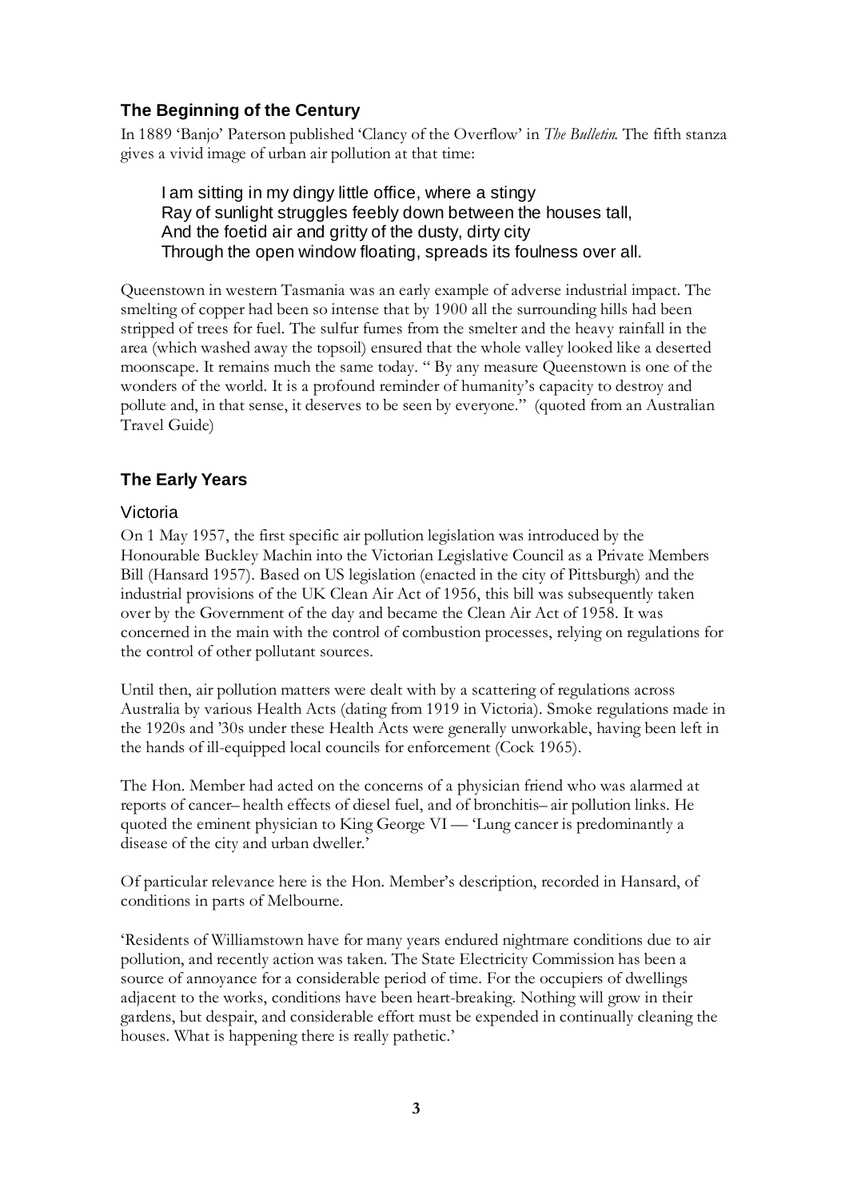## The Beginning of the Century

In 1889 'Banjo' Paterson published 'Clancy of the Overflow' in *The Bulletin*. The fifth stanza gives a vivid image of urban air pollution at that time:

> I am sitting in my dingy little office, where a stingy
> Ray of sunlight struggles feebly down between the houses tall,
> And the foetid air and gritty of the dusty, dirty city
> Through the open window floating, spreads its foulness over all.

Queenstown in western Tasmania was an early example of adverse industrial impact. The smelting of copper had been so intense that by 1900 all the surrounding hills had been stripped of trees for fuel. The sulfur fumes from the smelter and the heavy rainfall in the area (which washed away the topsoil) ensured that the whole valley looked like a deserted moonscape. It remains much the same today. " By any measure Queenstown is one of the wonders of the world. It is a profound reminder of humanity's capacity to destroy and pollute and, in that sense, it deserves to be seen by everyone." (quoted from an Australian Travel Guide)

## The Early Years

### Victoria

On 1 May 1957, the first specific air pollution legislation was introduced by the Honourable Buckley Machin into the Victorian Legislative Council as a Private Members Bill (Hansard 1957). Based on US legislation (enacted in the city of Pittsburgh) and the industrial provisions of the UK Clean Air Act of 1956, this bill was subsequently taken over by the Government of the day and became the Clean Air Act of 1958. It was concerned in the main with the control of combustion processes, relying on regulations for the control of other pollutant sources.

Until then, air pollution matters were dealt with by a scattering of regulations across Australia by various Health Acts (dating from 1919 in Victoria). Smoke regulations made in the 1920s and '30s under these Health Acts were generally unworkable, having been left in the hands of ill-equipped local councils for enforcement (Cock 1965).

The Hon. Member had acted on the concerns of a physician friend who was alarmed at reports of cancer– health effects of diesel fuel, and of bronchitis– air pollution links. He quoted the eminent physician to King George VI — 'Lung cancer is predominantly a disease of the city and urban dweller.'

Of particular relevance here is the Hon. Member's description, recorded in Hansard, of conditions in parts of Melbourne.

'Residents of Williamstown have for many years endured nightmare conditions due to air pollution, and recently action was taken. The State Electricity Commission has been a source of annoyance for a considerable period of time. For the occupiers of dwellings adjacent to the works, conditions have been heart-breaking. Nothing will grow in their gardens, but despair, and considerable effort must be expended in continually cleaning the houses. What is happening there is really pathetic.'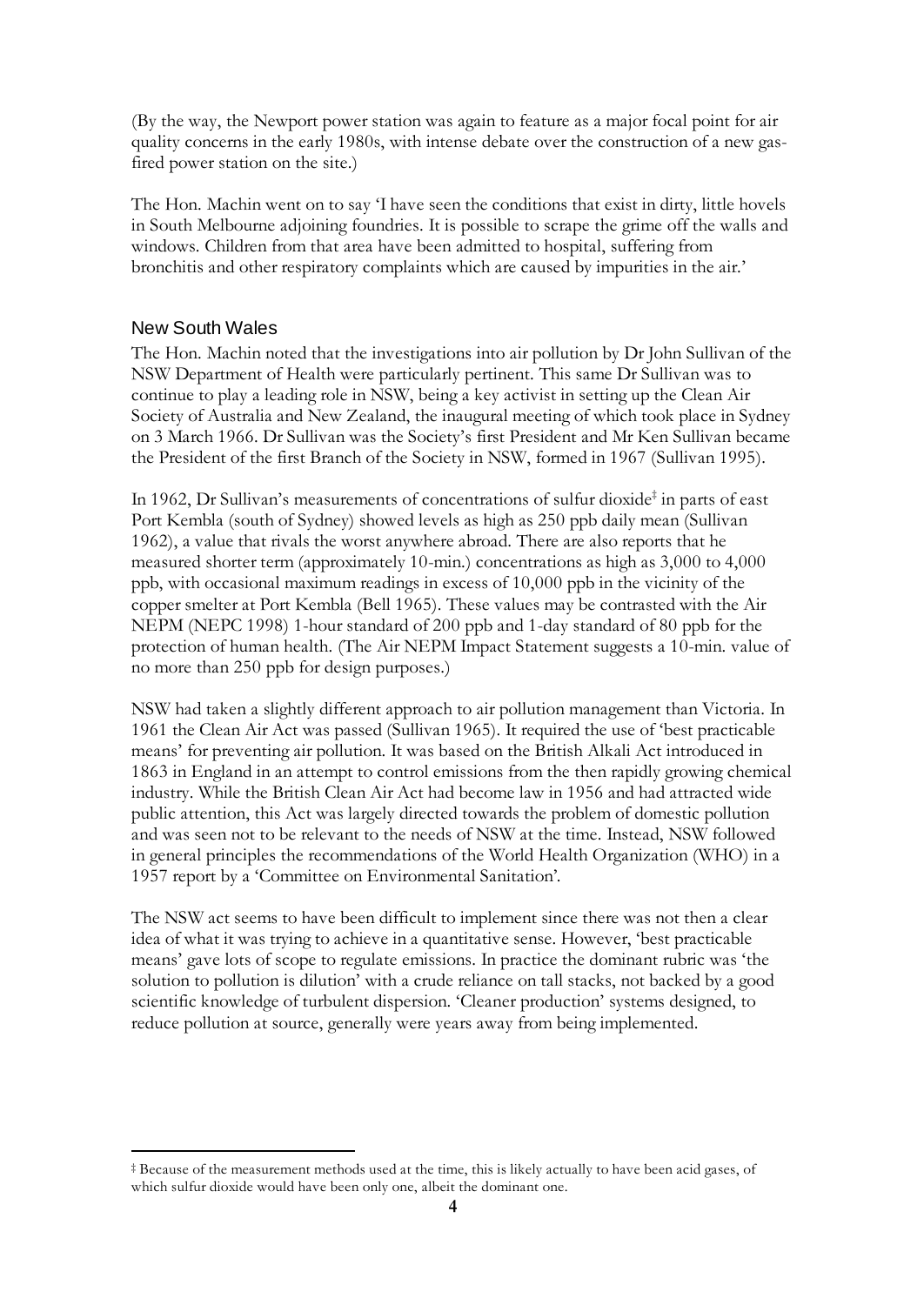(By the way, the Newport power station was again to feature as a major focal point for air quality concerns in the early 1980s, with intense debate over the construction of a new gas-fired power station on the site.)

The Hon. Machin went on to say 'I have seen the conditions that exist in dirty, little hovels in South Melbourne adjoining foundries. It is possible to scrape the grime off the walls and windows. Children from that area have been admitted to hospital, suffering from bronchitis and other respiratory complaints which are caused by impurities in the air.'

## New South Wales

The Hon. Machin noted that the investigations into air pollution by Dr John Sullivan of the NSW Department of Health were particularly pertinent. This same Dr Sullivan was to continue to play a leading role in NSW, being a key activist in setting up the Clean Air Society of Australia and New Zealand, the inaugural meeting of which took place in Sydney on 3 March 1966. Dr Sullivan was the Society's first President and Mr Ken Sullivan became the President of the first Branch of the Society in NSW, formed in 1967 (Sullivan 1995).

In 1962, Dr Sullivan's measurements of concentrations of sulfur dioxide[‡] in parts of east Port Kembla (south of Sydney) showed levels as high as 250 ppb daily mean (Sullivan 1962), a value that rivals the worst anywhere abroad. There are also reports that he measured shorter term (approximately 10-min.) concentrations as high as 3,000 to 4,000 ppb, with occasional maximum readings in excess of 10,000 ppb in the vicinity of the copper smelter at Port Kembla (Bell 1965). These values may be contrasted with the Air NEPM (NEPC 1998) 1-hour standard of 200 ppb and 1-day standard of 80 ppb for the protection of human health. (The Air NEPM Impact Statement suggests a 10-min. value of no more than 250 ppb for design purposes.)

NSW had taken a slightly different approach to air pollution management than Victoria. In 1961 the Clean Air Act was passed (Sullivan 1965). It required the use of 'best practicable means' for preventing air pollution. It was based on the British Alkali Act introduced in 1863 in England in an attempt to control emissions from the then rapidly growing chemical industry. While the British Clean Air Act had become law in 1956 and had attracted wide public attention, this Act was largely directed towards the problem of domestic pollution and was seen not to be relevant to the needs of NSW at the time. Instead, NSW followed in general principles the recommendations of the World Health Organization (WHO) in a 1957 report by a 'Committee on Environmental Sanitation'.

The NSW act seems to have been difficult to implement since there was not then a clear idea of what it was trying to achieve in a quantitative sense. However, 'best practicable means' gave lots of scope to regulate emissions. In practice the dominant rubric was 'the solution to pollution is dilution' with a crude reliance on tall stacks, not backed by a good scientific knowledge of turbulent dispersion. 'Cleaner production' systems designed, to reduce pollution at source, generally were years away from being implemented.

---

[‡] Because of the measurement methods used at the time, this is likely actually to have been acid gases, of which sulfur dioxide would have been only one, albeit the dominant one.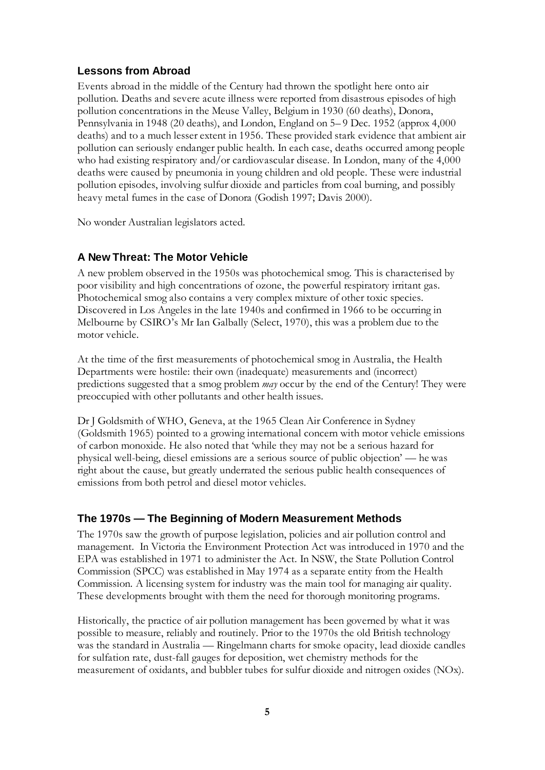## Lessons from Abroad

Events abroad in the middle of the Century had thrown the spotlight here onto air pollution. Deaths and severe acute illness were reported from disastrous episodes of high pollution concentrations in the Meuse Valley, Belgium in 1930 (60 deaths), Donora, Pennsylvania in 1948 (20 deaths), and London, England on 5– 9 Dec. 1952 (approx 4,000 deaths) and to a much lesser extent in 1956. These provided stark evidence that ambient air pollution can seriously endanger public health. In each case, deaths occurred among people who had existing respiratory and/or cardiovascular disease. In London, many of the 4,000 deaths were caused by pneumonia in young children and old people. These were industrial pollution episodes, involving sulfur dioxide and particles from coal burning, and possibly heavy metal fumes in the case of Donora (Godish 1997; Davis 2000).

No wonder Australian legislators acted.

## A New Threat: The Motor Vehicle

A new problem observed in the 1950s was photochemical smog. This is characterised by poor visibility and high concentrations of ozone, the powerful respiratory irritant gas. Photochemical smog also contains a very complex mixture of other toxic species. Discovered in Los Angeles in the late 1940s and confirmed in 1966 to be occurring in Melbourne by CSIRO's Mr Ian Galbally (Select, 1970), this was a problem due to the motor vehicle.

At the time of the first measurements of photochemical smog in Australia, the Health Departments were hostile: their own (inadequate) measurements and (incorrect) predictions suggested that a smog problem *may* occur by the end of the Century! They were preoccupied with other pollutants and other health issues.

Dr J Goldsmith of WHO, Geneva, at the 1965 Clean Air Conference in Sydney (Goldsmith 1965) pointed to a growing international concern with motor vehicle emissions of carbon monoxide. He also noted that 'while they may not be a serious hazard for physical well-being, diesel emissions are a serious source of public objection' — he was right about the cause, but greatly underrated the serious public health consequences of emissions from both petrol and diesel motor vehicles.

## The 1970s — The Beginning of Modern Measurement Methods

The 1970s saw the growth of purpose legislation, policies and air pollution control and management. In Victoria the Environment Protection Act was introduced in 1970 and the EPA was established in 1971 to administer the Act. In NSW, the State Pollution Control Commission (SPCC) was established in May 1974 as a separate entity from the Health Commission. A licensing system for industry was the main tool for managing air quality. These developments brought with them the need for thorough monitoring programs.

Historically, the practice of air pollution management has been governed by what it was possible to measure, reliably and routinely. Prior to the 1970s the old British technology was the standard in Australia — Ringelmann charts for smoke opacity, lead dioxide candles for sulfation rate, dust-fall gauges for deposition, wet chemistry methods for the measurement of oxidants, and bubbler tubes for sulfur dioxide and nitrogen oxides (NOx).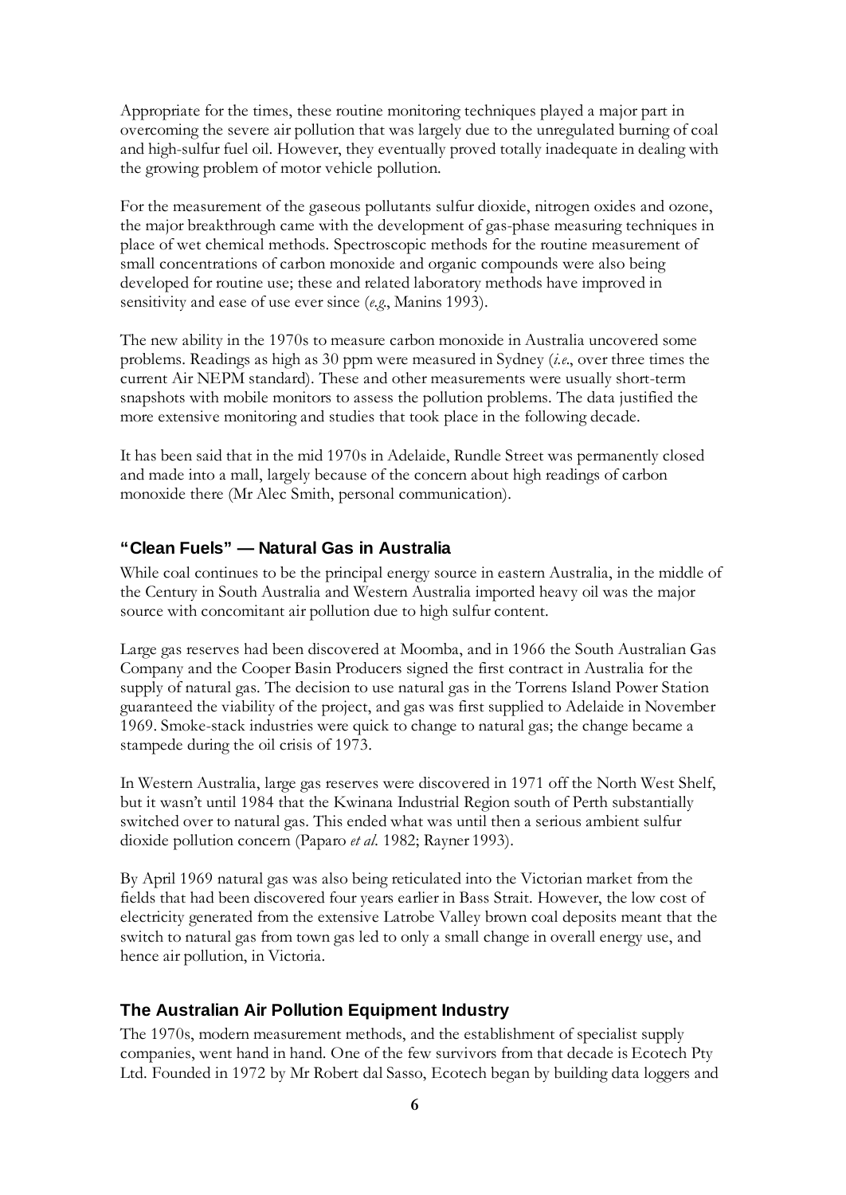Appropriate for the times, these routine monitoring techniques played a major part in overcoming the severe air pollution that was largely due to the unregulated burning of coal and high-sulfur fuel oil. However, they eventually proved totally inadequate in dealing with the growing problem of motor vehicle pollution.

For the measurement of the gaseous pollutants sulfur dioxide, nitrogen oxides and ozone, the major breakthrough came with the development of gas-phase measuring techniques in place of wet chemical methods. Spectroscopic methods for the routine measurement of small concentrations of carbon monoxide and organic compounds were also being developed for routine use; these and related laboratory methods have improved in sensitivity and ease of use ever since (*e.g.*, Manins 1993).

The new ability in the 1970s to measure carbon monoxide in Australia uncovered some problems. Readings as high as 30 ppm were measured in Sydney (*i.e.*, over three times the current Air NEPM standard). These and other measurements were usually short-term snapshots with mobile monitors to assess the pollution problems. The data justified the more extensive monitoring and studies that took place in the following decade.

It has been said that in the mid 1970s in Adelaide, Rundle Street was permanently closed and made into a mall, largely because of the concern about high readings of carbon monoxide there (Mr Alec Smith, personal communication).

### "Clean Fuels" — Natural Gas in Australia

While coal continues to be the principal energy source in eastern Australia, in the middle of the Century in South Australia and Western Australia imported heavy oil was the major source with concomitant air pollution due to high sulfur content.

Large gas reserves had been discovered at Moomba, and in 1966 the South Australian Gas Company and the Cooper Basin Producers signed the first contract in Australia for the supply of natural gas. The decision to use natural gas in the Torrens Island Power Station guaranteed the viability of the project, and gas was first supplied to Adelaide in November 1969. Smoke-stack industries were quick to change to natural gas; the change became a stampede during the oil crisis of 1973.

In Western Australia, large gas reserves were discovered in 1971 off the North West Shelf, but it wasn't until 1984 that the Kwinana Industrial Region south of Perth substantially switched over to natural gas. This ended what was until then a serious ambient sulfur dioxide pollution concern (Paparo *et al.* 1982; Rayner 1993).

By April 1969 natural gas was also being reticulated into the Victorian market from the fields that had been discovered four years earlier in Bass Strait. However, the low cost of electricity generated from the extensive Latrobe Valley brown coal deposits meant that the switch to natural gas from town gas led to only a small change in overall energy use, and hence air pollution, in Victoria.

### The Australian Air Pollution Equipment Industry

The 1970s, modern measurement methods, and the establishment of specialist supply companies, went hand in hand. One of the few survivors from that decade is Ecotech Pty Ltd. Founded in 1972 by Mr Robert dal Sasso, Ecotech began by building data loggers and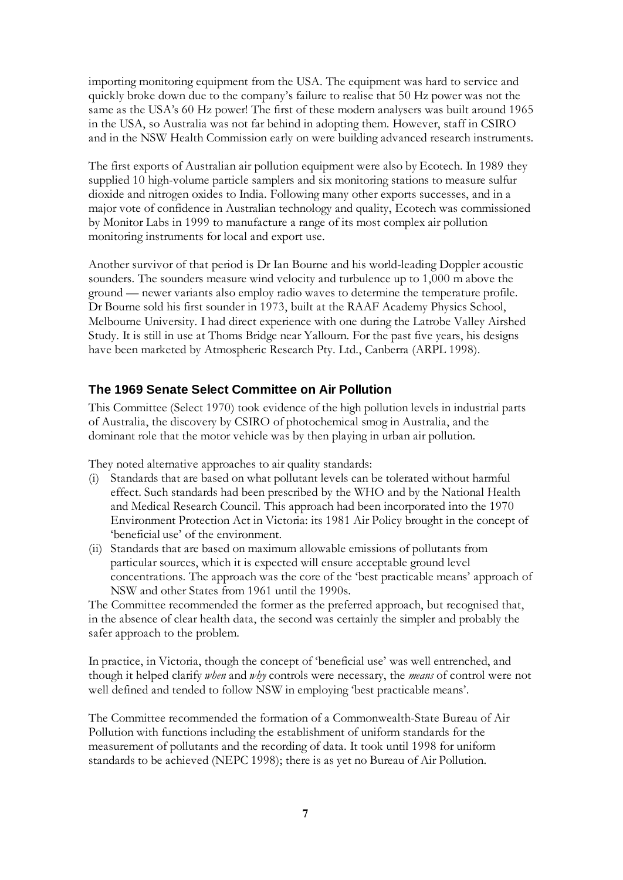importing monitoring equipment from the USA. The equipment was hard to service and quickly broke down due to the company's failure to realise that 50 Hz power was not the same as the USA's 60 Hz power! The first of these modern analysers was built around 1965 in the USA, so Australia was not far behind in adopting them. However, staff in CSIRO and in the NSW Health Commission early on were building advanced research instruments.

The first exports of Australian air pollution equipment were also by Ecotech. In 1989 they supplied 10 high-volume particle samplers and six monitoring stations to measure sulfur dioxide and nitrogen oxides to India. Following many other exports successes, and in a major vote of confidence in Australian technology and quality, Ecotech was commissioned by Monitor Labs in 1999 to manufacture a range of its most complex air pollution monitoring instruments for local and export use.

Another survivor of that period is Dr Ian Bourne and his world-leading Doppler acoustic sounders. The sounders measure wind velocity and turbulence up to 1,000 m above the ground — newer variants also employ radio waves to determine the temperature profile. Dr Bourne sold his first sounder in 1973, built at the RAAF Academy Physics School, Melbourne University. I had direct experience with one during the Latrobe Valley Airshed Study. It is still in use at Thoms Bridge near Yallourn. For the past five years, his designs have been marketed by Atmospheric Research Pty. Ltd., Canberra (ARPL 1998).

## The 1969 Senate Select Committee on Air Pollution

This Committee (Select 1970) took evidence of the high pollution levels in industrial parts of Australia, the discovery by CSIRO of photochemical smog in Australia, and the dominant role that the motor vehicle was by then playing in urban air pollution.

They noted alternative approaches to air quality standards:

(i) Standards that are based on what pollutant levels can be tolerated without harmful effect. Such standards had been prescribed by the WHO and by the National Health and Medical Research Council. This approach had been incorporated into the 1970 Environment Protection Act in Victoria: its 1981 Air Policy brought in the concept of 'beneficial use' of the environment.

(ii) Standards that are based on maximum allowable emissions of pollutants from particular sources, which it is expected will ensure acceptable ground level concentrations. The approach was the core of the 'best practicable means' approach of NSW and other States from 1961 until the 1990s.

The Committee recommended the former as the preferred approach, but recognised that, in the absence of clear health data, the second was certainly the simpler and probably the safer approach to the problem.

In practice, in Victoria, though the concept of 'beneficial use' was well entrenched, and though it helped clarify *when* and *why* controls were necessary, the *means* of control were not well defined and tended to follow NSW in employing 'best practicable means'.

The Committee recommended the formation of a Commonwealth-State Bureau of Air Pollution with functions including the establishment of uniform standards for the measurement of pollutants and the recording of data. It took until 1998 for uniform standards to be achieved (NEPC 1998); there is as yet no Bureau of Air Pollution.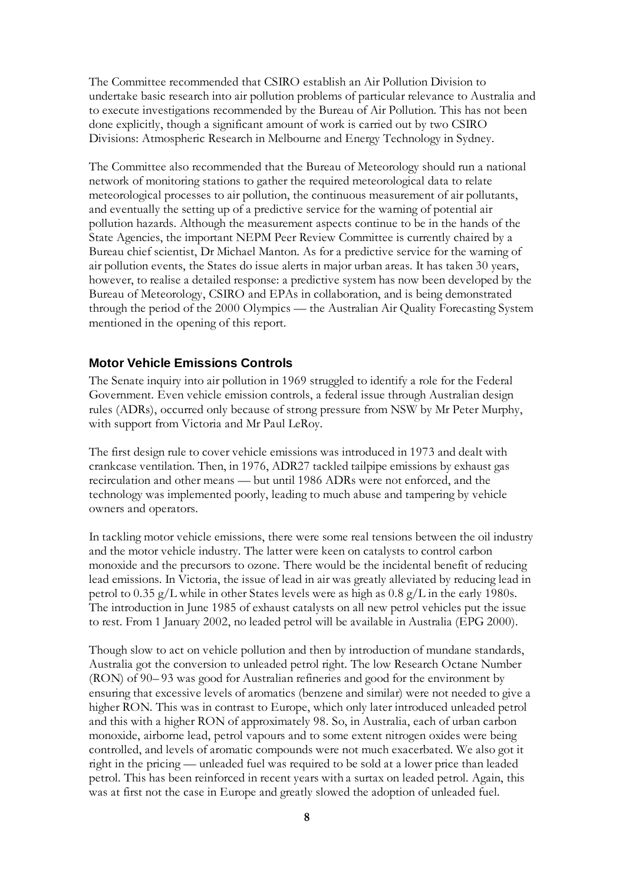The Committee recommended that CSIRO establish an Air Pollution Division to undertake basic research into air pollution problems of particular relevance to Australia and to execute investigations recommended by the Bureau of Air Pollution. This has not been done explicitly, though a significant amount of work is carried out by two CSIRO Divisions: Atmospheric Research in Melbourne and Energy Technology in Sydney.

The Committee also recommended that the Bureau of Meteorology should run a national network of monitoring stations to gather the required meteorological data to relate meteorological processes to air pollution, the continuous measurement of air pollutants, and eventually the setting up of a predictive service for the warning of potential air pollution hazards. Although the measurement aspects continue to be in the hands of the State Agencies, the important NEPM Peer Review Committee is currently chaired by a Bureau chief scientist, Dr Michael Manton. As for a predictive service for the warning of air pollution events, the States do issue alerts in major urban areas. It has taken 30 years, however, to realise a detailed response: a predictive system has now been developed by the Bureau of Meteorology, CSIRO and EPAs in collaboration, and is being demonstrated through the period of the 2000 Olympics — the Australian Air Quality Forecasting System mentioned in the opening of this report.

## Motor Vehicle Emissions Controls

The Senate inquiry into air pollution in 1969 struggled to identify a role for the Federal Government. Even vehicle emission controls, a federal issue through Australian design rules (ADRs), occurred only because of strong pressure from NSW by Mr Peter Murphy, with support from Victoria and Mr Paul LeRoy.

The first design rule to cover vehicle emissions was introduced in 1973 and dealt with crankcase ventilation. Then, in 1976, ADR27 tackled tailpipe emissions by exhaust gas recirculation and other means — but until 1986 ADRs were not enforced, and the technology was implemented poorly, leading to much abuse and tampering by vehicle owners and operators.

In tackling motor vehicle emissions, there were some real tensions between the oil industry and the motor vehicle industry. The latter were keen on catalysts to control carbon monoxide and the precursors to ozone. There would be the incidental benefit of reducing lead emissions. In Victoria, the issue of lead in air was greatly alleviated by reducing lead in petrol to 0.35 g/L while in other States levels were as high as 0.8 g/L in the early 1980s. The introduction in June 1985 of exhaust catalysts on all new petrol vehicles put the issue to rest. From 1 January 2002, no leaded petrol will be available in Australia (EPG 2000).

Though slow to act on vehicle pollution and then by introduction of mundane standards, Australia got the conversion to unleaded petrol right. The low Research Octane Number (RON) of 90–93 was good for Australian refineries and good for the environment by ensuring that excessive levels of aromatics (benzene and similar) were not needed to give a higher RON. This was in contrast to Europe, which only later introduced unleaded petrol and this with a higher RON of approximately 98. So, in Australia, each of urban carbon monoxide, airborne lead, petrol vapours and to some extent nitrogen oxides were being controlled, and levels of aromatic compounds were not much exacerbated. We also got it right in the pricing — unleaded fuel was required to be sold at a lower price than leaded petrol. This has been reinforced in recent years with a surtax on leaded petrol. Again, this was at first not the case in Europe and greatly slowed the adoption of unleaded fuel.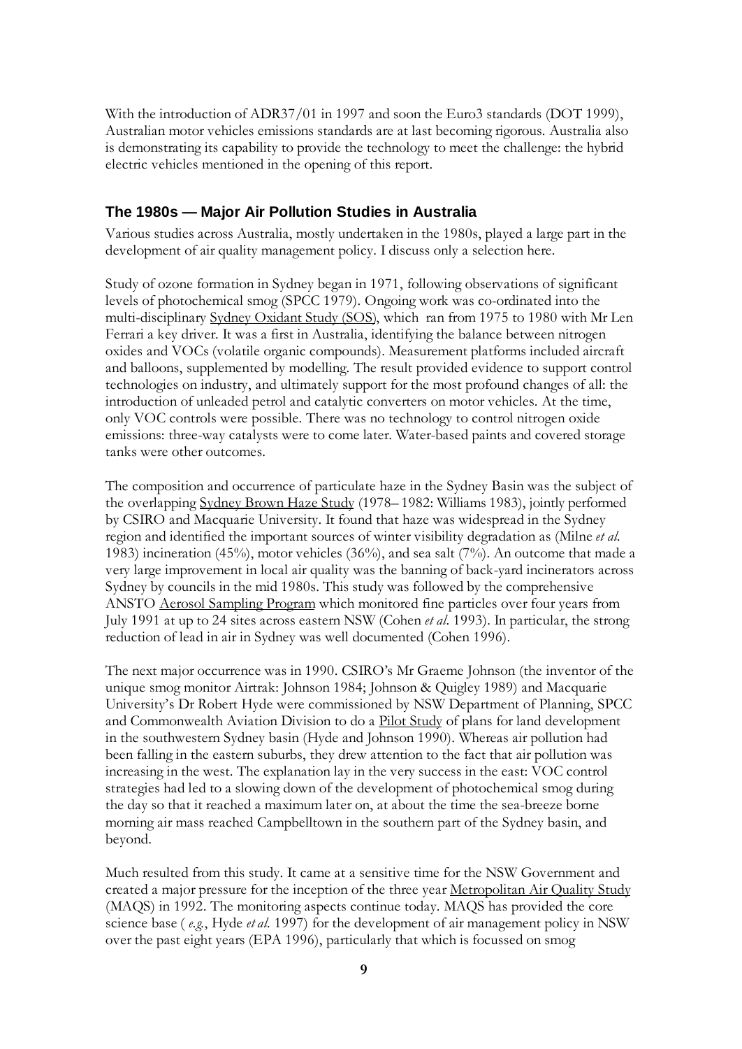With the introduction of ADR37/01 in 1997 and soon the Euro3 standards (DOT 1999), Australian motor vehicles emissions standards are at last becoming rigorous. Australia also is demonstrating its capability to provide the technology to meet the challenge: the hybrid electric vehicles mentioned in the opening of this report.

## The 1980s — Major Air Pollution Studies in Australia

Various studies across Australia, mostly undertaken in the 1980s, played a large part in the development of air quality management policy. I discuss only a selection here.

Study of ozone formation in Sydney began in 1971, following observations of significant levels of photochemical smog (SPCC 1979). Ongoing work was co-ordinated into the multi-disciplinary Sydney Oxidant Study (SOS), which ran from 1975 to 1980 with Mr Len Ferrari a key driver. It was a first in Australia, identifying the balance between nitrogen oxides and VOCs (volatile organic compounds). Measurement platforms included aircraft and balloons, supplemented by modelling. The result provided evidence to support control technologies on industry, and ultimately support for the most profound changes of all: the introduction of unleaded petrol and catalytic converters on motor vehicles. At the time, only VOC controls were possible. There was no technology to control nitrogen oxide emissions: three-way catalysts were to come later. Water-based paints and covered storage tanks were other outcomes.

The composition and occurrence of particulate haze in the Sydney Basin was the subject of the overlapping Sydney Brown Haze Study (1978– 1982: Williams 1983), jointly performed by CSIRO and Macquarie University. It found that haze was widespread in the Sydney region and identified the important sources of winter visibility degradation as (Milne *et al.* 1983) incineration (45%), motor vehicles (36%), and sea salt (7%). An outcome that made a very large improvement in local air quality was the banning of back-yard incinerators across Sydney by councils in the mid 1980s. This study was followed by the comprehensive ANSTO Aerosol Sampling Program which monitored fine particles over four years from July 1991 at up to 24 sites across eastern NSW (Cohen *et al.* 1993). In particular, the strong reduction of lead in air in Sydney was well documented (Cohen 1996).

The next major occurrence was in 1990. CSIRO's Mr Graeme Johnson (the inventor of the unique smog monitor Airtrak: Johnson 1984; Johnson & Quigley 1989) and Macquarie University's Dr Robert Hyde were commissioned by NSW Department of Planning, SPCC and Commonwealth Aviation Division to do a Pilot Study of plans for land development in the southwestern Sydney basin (Hyde and Johnson 1990). Whereas air pollution had been falling in the eastern suburbs, they drew attention to the fact that air pollution was increasing in the west. The explanation lay in the very success in the east: VOC control strategies had led to a slowing down of the development of photochemical smog during the day so that it reached a maximum later on, at about the time the sea-breeze borne morning air mass reached Campbelltown in the southern part of the Sydney basin, and beyond.

Much resulted from this study. It came at a sensitive time for the NSW Government and created a major pressure for the inception of the three year Metropolitan Air Quality Study (MAQS) in 1992. The monitoring aspects continue today. MAQS has provided the core science base ( *e.g.*, Hyde *et al.* 1997) for the development of air management policy in NSW over the past eight years (EPA 1996), particularly that which is focussed on smog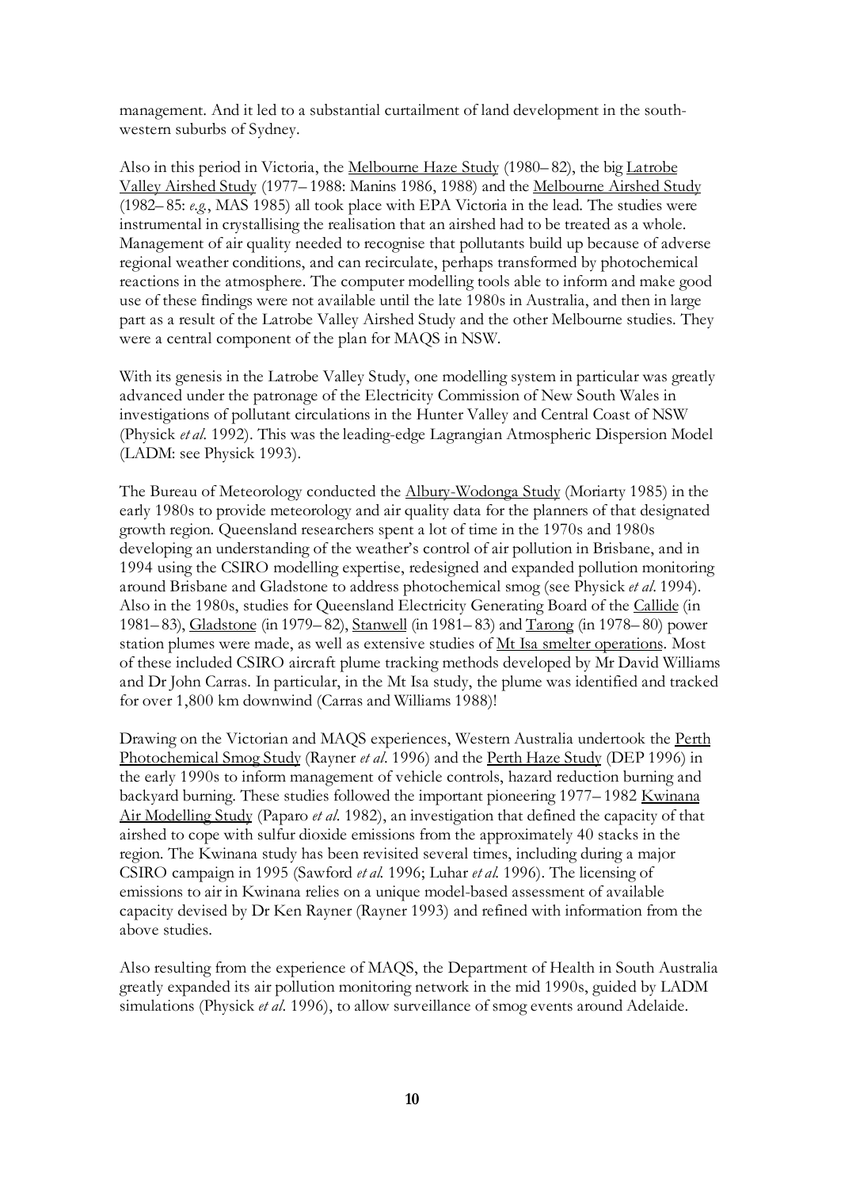management. And it led to a substantial curtailment of land development in the south-western suburbs of Sydney.

Also in this period in Victoria, the Melbourne Haze Study (1980–82), the big Latrobe Valley Airshed Study (1977–1988: Manins 1986, 1988) and the Melbourne Airshed Study (1982–85: *e.g.*, MAS 1985) all took place with EPA Victoria in the lead. The studies were instrumental in crystallising the realisation that an airshed had to be treated as a whole. Management of air quality needed to recognise that pollutants build up because of adverse regional weather conditions, and can recirculate, perhaps transformed by photochemical reactions in the atmosphere. The computer modelling tools able to inform and make good use of these findings were not available until the late 1980s in Australia, and then in large part as a result of the Latrobe Valley Airshed Study and the other Melbourne studies. They were a central component of the plan for MAQS in NSW.

With its genesis in the Latrobe Valley Study, one modelling system in particular was greatly advanced under the patronage of the Electricity Commission of New South Wales in investigations of pollutant circulations in the Hunter Valley and Central Coast of NSW (Physick *et al*. 1992). This was the leading-edge Lagrangian Atmospheric Dispersion Model (LADM: see Physick 1993).

The Bureau of Meteorology conducted the Albury-Wodonga Study (Moriarty 1985) in the early 1980s to provide meteorology and air quality data for the planners of that designated growth region. Queensland researchers spent a lot of time in the 1970s and 1980s developing an understanding of the weather's control of air pollution in Brisbane, and in 1994 using the CSIRO modelling expertise, redesigned and expanded pollution monitoring around Brisbane and Gladstone to address photochemical smog (see Physick *et al*. 1994). Also in the 1980s, studies for Queensland Electricity Generating Board of the Callide (in 1981–83), Gladstone (in 1979–82), Stanwell (in 1981–83) and Tarong (in 1978–80) power station plumes were made, as well as extensive studies of Mt Isa smelter operations. Most of these included CSIRO aircraft plume tracking methods developed by Mr David Williams and Dr John Carras. In particular, in the Mt Isa study, the plume was identified and tracked for over 1,800 km downwind (Carras and Williams 1988)!

Drawing on the Victorian and MAQS experiences, Western Australia undertook the Perth Photochemical Smog Study (Rayner *et al*. 1996) and the Perth Haze Study (DEP 1996) in the early 1990s to inform management of vehicle controls, hazard reduction burning and backyard burning. These studies followed the important pioneering 1977–1982 Kwinana Air Modelling Study (Paparo *et al*. 1982), an investigation that defined the capacity of that airshed to cope with sulfur dioxide emissions from the approximately 40 stacks in the region. The Kwinana study has been revisited several times, including during a major CSIRO campaign in 1995 (Sawford *et al.* 1996; Luhar *et al.* 1996). The licensing of emissions to air in Kwinana relies on a unique model-based assessment of available capacity devised by Dr Ken Rayner (Rayner 1993) and refined with information from the above studies.

Also resulting from the experience of MAQS, the Department of Health in South Australia greatly expanded its air pollution monitoring network in the mid 1990s, guided by LADM simulations (Physick *et al*. 1996), to allow surveillance of smog events around Adelaide.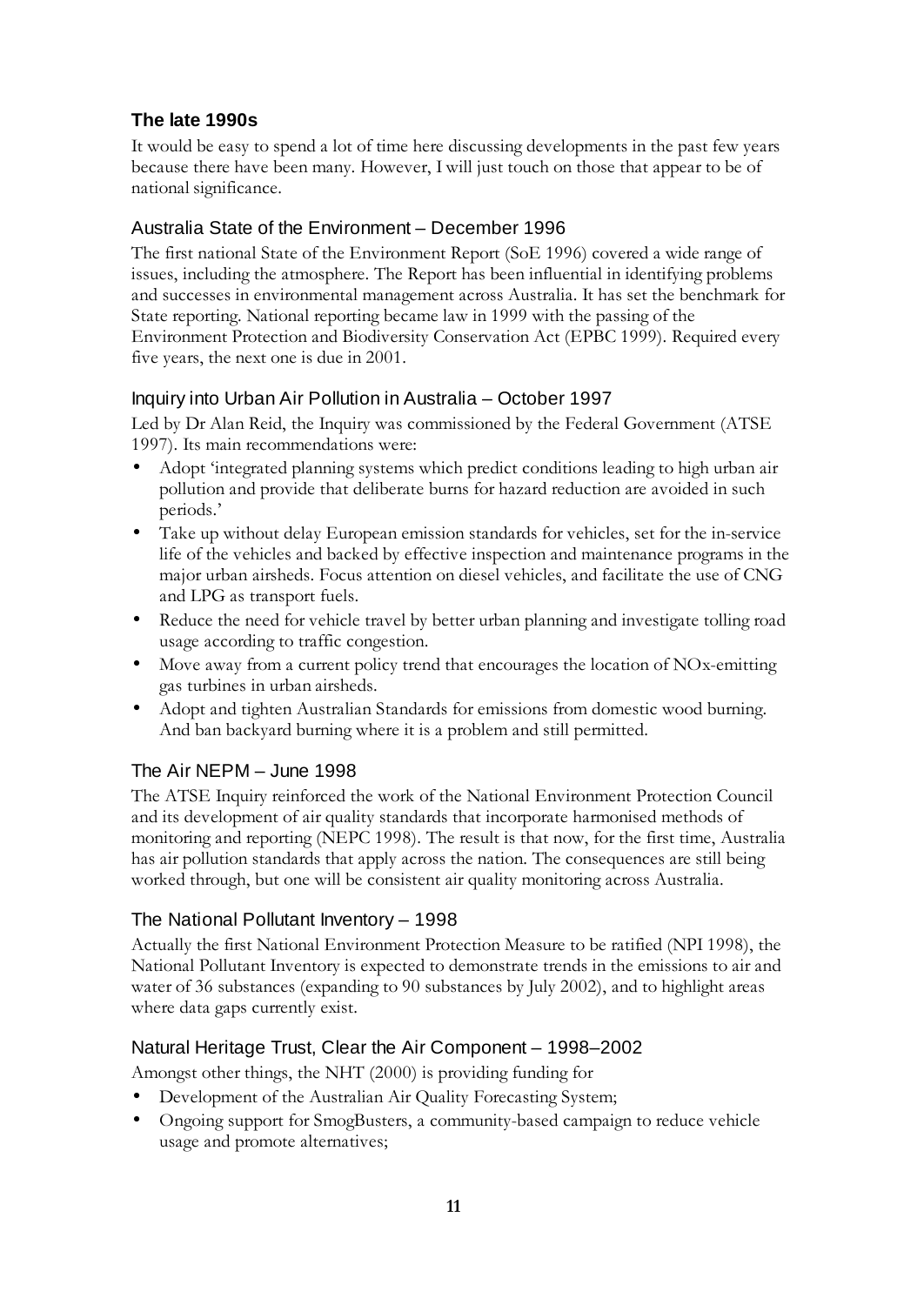## The late 1990s

It would be easy to spend a lot of time here discussing developments in the past few years because there have been many. However, I will just touch on those that appear to be of national significance.

### Australia State of the Environment – December 1996

The first national State of the Environment Report (SoE 1996) covered a wide range of issues, including the atmosphere. The Report has been influential in identifying problems and successes in environmental management across Australia. It has set the benchmark for State reporting. National reporting became law in 1999 with the passing of the Environment Protection and Biodiversity Conservation Act (EPBC 1999). Required every five years, the next one is due in 2001.

### Inquiry into Urban Air Pollution in Australia – October 1997

Led by Dr Alan Reid, the Inquiry was commissioned by the Federal Government (ATSE 1997). Its main recommendations were:

- Adopt 'integrated planning systems which predict conditions leading to high urban air pollution and provide that deliberate burns for hazard reduction are avoided in such periods.'
- Take up without delay European emission standards for vehicles, set for the in-service life of the vehicles and backed by effective inspection and maintenance programs in the major urban airsheds. Focus attention on diesel vehicles, and facilitate the use of CNG and LPG as transport fuels.
- Reduce the need for vehicle travel by better urban planning and investigate tolling road usage according to traffic congestion.
- Move away from a current policy trend that encourages the location of NOx-emitting gas turbines in urban airsheds.
- Adopt and tighten Australian Standards for emissions from domestic wood burning. And ban backyard burning where it is a problem and still permitted.

### The Air NEPM – June 1998

The ATSE Inquiry reinforced the work of the National Environment Protection Council and its development of air quality standards that incorporate harmonised methods of monitoring and reporting (NEPC 1998). The result is that now, for the first time, Australia has air pollution standards that apply across the nation. The consequences are still being worked through, but one will be consistent air quality monitoring across Australia.

### The National Pollutant Inventory – 1998

Actually the first National Environment Protection Measure to be ratified (NPI 1998), the National Pollutant Inventory is expected to demonstrate trends in the emissions to air and water of 36 substances (expanding to 90 substances by July 2002), and to highlight areas where data gaps currently exist.

### Natural Heritage Trust, Clear the Air Component – 1998–2002

Amongst other things, the NHT (2000) is providing funding for

- Development of the Australian Air Quality Forecasting System;
- Ongoing support for SmogBusters, a community-based campaign to reduce vehicle usage and promote alternatives;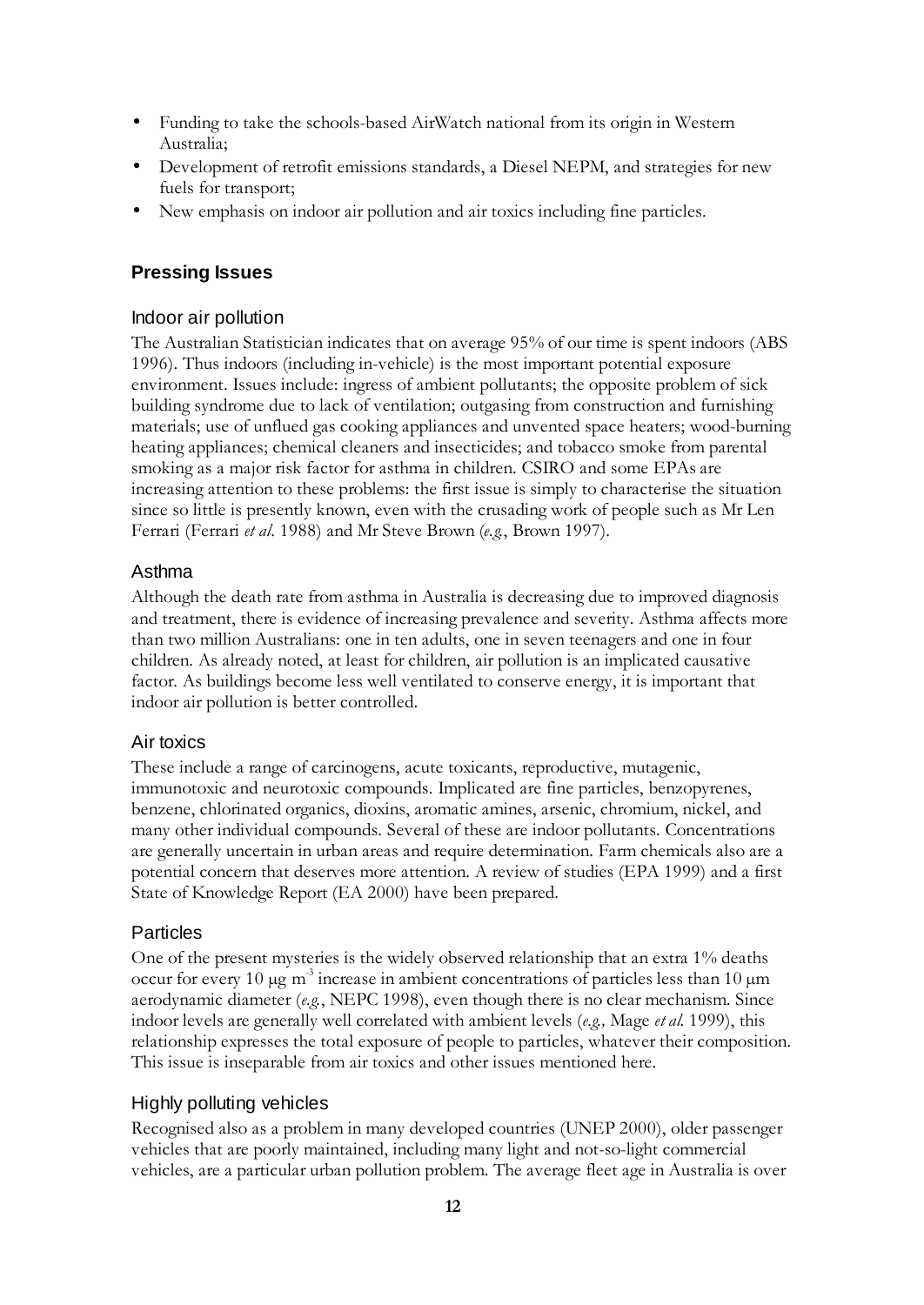- Funding to take the schools-based AirWatch national from its origin in Western Australia;
- Development of retrofit emissions standards, a Diesel NEPM, and strategies for new fuels for transport;
- New emphasis on indoor air pollution and air toxics including fine particles.

## Pressing Issues

### Indoor air pollution

The Australian Statistician indicates that on average 95% of our time is spent indoors (ABS 1996). Thus indoors (including in-vehicle) is the most important potential exposure environment. Issues include: ingress of ambient pollutants; the opposite problem of sick building syndrome due to lack of ventilation; outgasing from construction and furnishing materials; use of unflued gas cooking appliances and unvented space heaters; wood-burning heating appliances; chemical cleaners and insecticides; and tobacco smoke from parental smoking as a major risk factor for asthma in children. CSIRO and some EPAs are increasing attention to these problems: the first issue is simply to characterise the situation since so little is presently known, even with the crusading work of people such as Mr Len Ferrari (Ferrari *et al*. 1988) and Mr Steve Brown (*e.g.*, Brown 1997).

### Asthma

Although the death rate from asthma in Australia is decreasing due to improved diagnosis and treatment, there is evidence of increasing prevalence and severity. Asthma affects more than two million Australians: one in ten adults, one in seven teenagers and one in four children. As already noted, at least for children, air pollution is an implicated causative factor. As buildings become less well ventilated to conserve energy, it is important that indoor air pollution is better controlled.

### Air toxics

These include a range of carcinogens, acute toxicants, reproductive, mutagenic, immunotoxic and neurotoxic compounds. Implicated are fine particles, benzopyrenes, benzene, chlorinated organics, dioxins, aromatic amines, arsenic, chromium, nickel, and many other individual compounds. Several of these are indoor pollutants. Concentrations are generally uncertain in urban areas and require determination. Farm chemicals also are a potential concern that deserves more attention. A review of studies (EPA 1999) and a first State of Knowledge Report (EA 2000) have been prepared.

### Particles

One of the present mysteries is the widely observed relationship that an extra 1% deaths occur for every 10 $\mu g\ m^{-3}$ increase in ambient concentrations of particles less than 10 $\mu m$ aerodynamic diameter (*e.g.*, NEPC 1998), even though there is no clear mechanism. Since indoor levels are generally well correlated with ambient levels (*e.g.,* Mage *et al.* 1999), this relationship expresses the total exposure of people to particles, whatever their composition. This issue is inseparable from air toxics and other issues mentioned here.

### Highly polluting vehicles

Recognised also as a problem in many developed countries (UNEP 2000), older passenger vehicles that are poorly maintained, including many light and not-so-light commercial vehicles, are a particular urban pollution problem. The average fleet age in Australia is over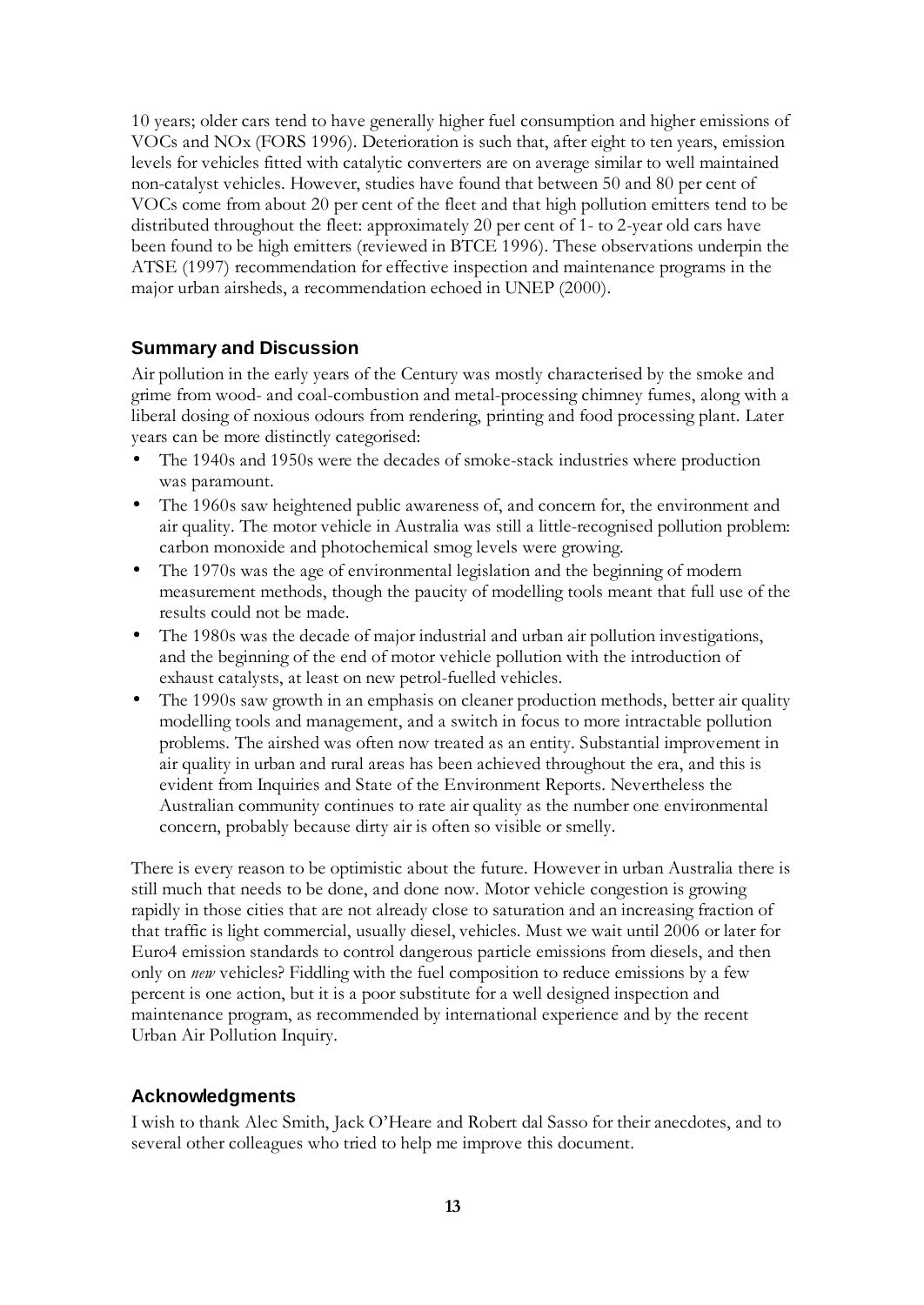10 years; older cars tend to have generally higher fuel consumption and higher emissions of VOCs and NOx (FORS 1996). Deterioration is such that, after eight to ten years, emission levels for vehicles fitted with catalytic converters are on average similar to well maintained non-catalyst vehicles. However, studies have found that between 50 and 80 per cent of VOCs come from about 20 per cent of the fleet and that high pollution emitters tend to be distributed throughout the fleet: approximately 20 per cent of 1- to 2-year old cars have been found to be high emitters (reviewed in BTCE 1996). These observations underpin the ATSE (1997) recommendation for effective inspection and maintenance programs in the major urban airsheds, a recommendation echoed in UNEP (2000).

### Summary and Discussion

Air pollution in the early years of the Century was mostly characterised by the smoke and grime from wood- and coal-combustion and metal-processing chimney fumes, along with a liberal dosing of noxious odours from rendering, printing and food processing plant. Later years can be more distinctly categorised:

- The 1940s and 1950s were the decades of smoke-stack industries where production was paramount.
- The 1960s saw heightened public awareness of, and concern for, the environment and air quality. The motor vehicle in Australia was still a little-recognised pollution problem: carbon monoxide and photochemical smog levels were growing.
- The 1970s was the age of environmental legislation and the beginning of modern measurement methods, though the paucity of modelling tools meant that full use of the results could not be made.
- The 1980s was the decade of major industrial and urban air pollution investigations, and the beginning of the end of motor vehicle pollution with the introduction of exhaust catalysts, at least on new petrol-fuelled vehicles.
- The 1990s saw growth in an emphasis on cleaner production methods, better air quality modelling tools and management, and a switch in focus to more intractable pollution problems. The airshed was often now treated as an entity. Substantial improvement in air quality in urban and rural areas has been achieved throughout the era, and this is evident from Inquiries and State of the Environment Reports. Nevertheless the Australian community continues to rate air quality as the number one environmental concern, probably because dirty air is often so visible or smelly.

There is every reason to be optimistic about the future. However in urban Australia there is still much that needs to be done, and done now. Motor vehicle congestion is growing rapidly in those cities that are not already close to saturation and an increasing fraction of that traffic is light commercial, usually diesel, vehicles. Must we wait until 2006 or later for Euro4 emission standards to control dangerous particle emissions from diesels, and then only on *new* vehicles? Fiddling with the fuel composition to reduce emissions by a few percent is one action, but it is a poor substitute for a well designed inspection and maintenance program, as recommended by international experience and by the recent Urban Air Pollution Inquiry.

### Acknowledgments

I wish to thank Alec Smith, Jack O'Heare and Robert dal Sasso for their anecdotes, and to several other colleagues who tried to help me improve this document.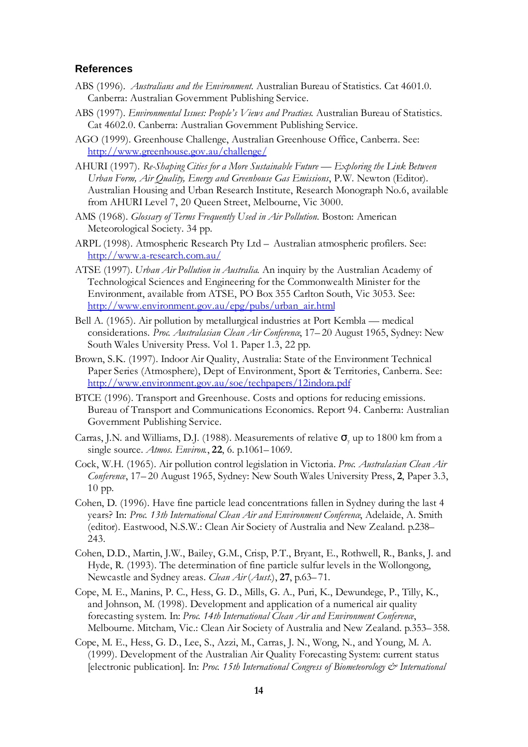## References

ABS (1996). *Australians and the Environment.* Australian Bureau of Statistics. Cat 4601.0. Canberra: Australian Government Publishing Service.

ABS (1997). *Environmental Issues: People's Views and Practices.* Australian Bureau of Statistics. Cat 4602.0. Canberra: Australian Government Publishing Service.

AGO (1999). Greenhouse Challenge, Australian Greenhouse Office, Canberra. See: http://www.greenhouse.gov.au/challenge/

AHURI (1997). *Re-Shaping Cities for a More Sustainable Future — Exploring the Link Between Urban Form, Air Quality, Energy and Greenhouse Gas Emissions*, P.W. Newton (Editor). Australian Housing and Urban Research Institute, Research Monograph No.6, available from AHURI Level 7, 20 Queen Street, Melbourne, Vic 3000.

AMS (1968). *Glossary of Terms Frequently Used in Air Pollution.* Boston: American Meteorological Society. 34 pp.

ARPL (1998). Atmospheric Research Pty Ltd – Australian atmospheric profilers. See: http://www.a-research.com.au/

ATSE (1997). *Urban Air Pollution in Australia.* An inquiry by the Australian Academy of Technological Sciences and Engineering for the Commonwealth Minister for the Environment, available from ATSE, PO Box 355 Carlton South, Vic 3053. See: http://www.environment.gov.au/epg/pubs/urban_air.html

Bell A. (1965). Air pollution by metallurgical industries at Port Kembla — medical considerations. *Proc. Australasian Clean Air Conference*, 17–20 August 1965, Sydney: New South Wales University Press. Vol 1. Paper 1.3, 22 pp.

Brown, S.K. (1997). Indoor Air Quality, Australia: State of the Environment Technical Paper Series (Atmosphere), Dept of Environment, Sport & Territories, Canberra. See: http://www.environment.gov.au/soe/techpapers/12indora.pdf

BTCE (1996). Transport and Greenhouse. Costs and options for reducing emissions. Bureau of Transport and Communications Economics. Report 94. Canberra: Australian Government Publishing Service.

Carras, J.N. and Williams, D.J. (1988). Measurements of relative $\sigma_y$ up to 1800 km from a single source. *Atmos. Environ.*, **22**, 6. p.1061–1069.

Cock, W.H. (1965). Air pollution control legislation in Victoria. *Proc. Australasian Clean Air Conference*, 17–20 August 1965, Sydney: New South Wales University Press, **2**, Paper 3.3, 10 pp.

Cohen, D. (1996). Have fine particle lead concentrations fallen in Sydney during the last 4 years? In: *Proc. 13th International Clean Air and Environment Conference*, Adelaide, A. Smith (editor). Eastwood, N.S.W.: Clean Air Society of Australia and New Zealand. p.238–243.

Cohen, D.D., Martin, J.W., Bailey, G.M., Crisp, P.T., Bryant, E., Rothwell, R., Banks, J. and Hyde, R. (1993). The determination of fine particle sulfur levels in the Wollongong, Newcastle and Sydney areas. *Clean Air (Aust.)*, **27**, p.63–71.

Cope, M. E., Manins, P. C., Hess, G. D., Mills, G. A., Puri, K., Dewundege, P., Tilly, K., and Johnson, M. (1998). Development and application of a numerical air quality forecasting system. In: *Proc. 14th International Clean Air and Environment Conference*, Melbourne. Mitcham, Vic.: Clean Air Society of Australia and New Zealand. p.353–358.

Cope, M. E., Hess, G. D., Lee, S., Azzi, M., Carras, J. N., Wong, N., and Young, M. A. (1999). Development of the Australian Air Quality Forecasting System: current status [electronic publication]. In: *Proc. 15th International Congress of Biometeorology & International*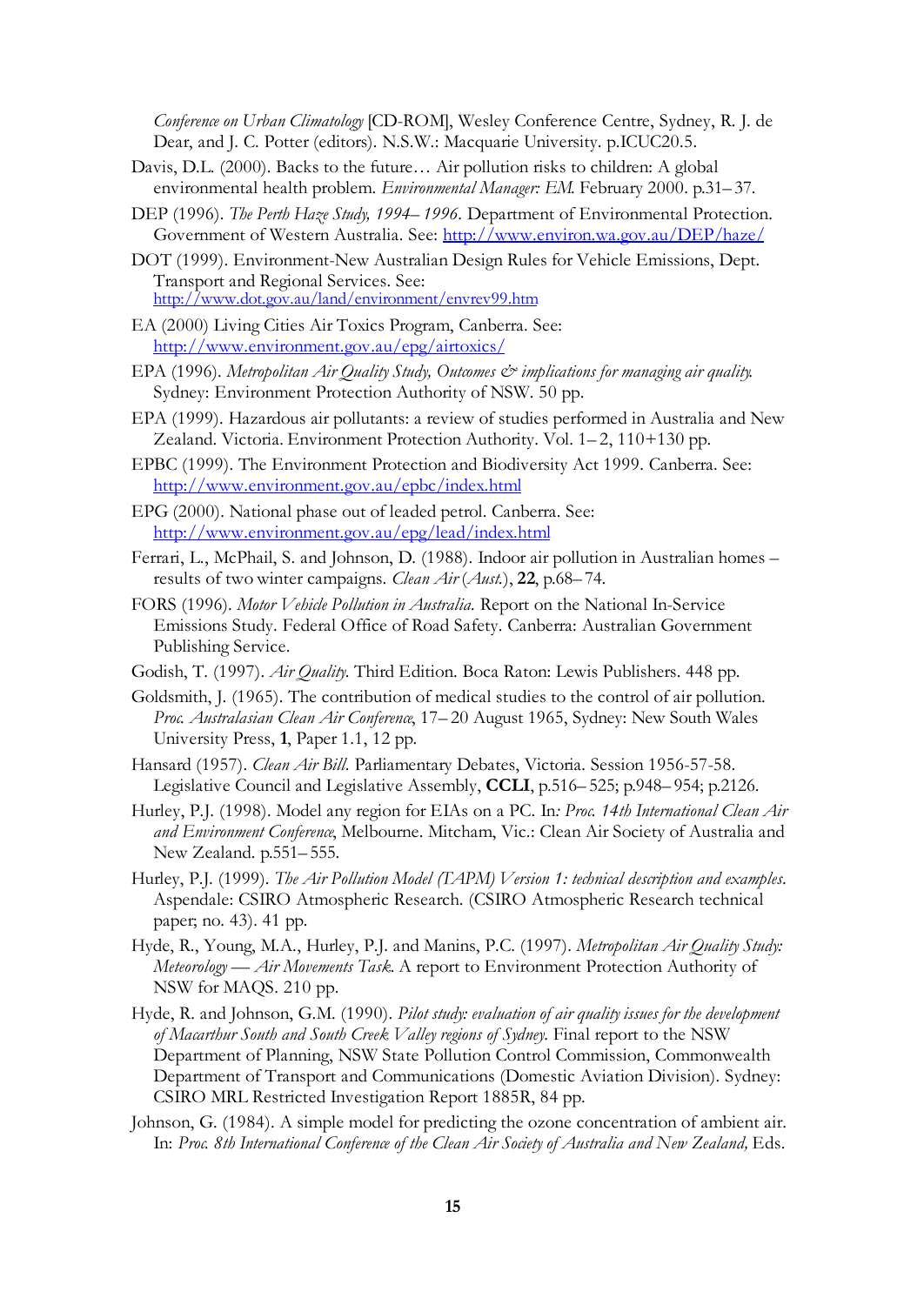*Conference on Urban Climatology* [CD-ROM], Wesley Conference Centre, Sydney, R. J. de Dear, and J. C. Potter (editors). N.S.W.: Macquarie University. p.ICUC20.5.

Davis, D.L. (2000). Backs to the future… Air pollution risks to children: A global environmental health problem. *Environmental Manager: EM.* February 2000. p.31–37.

DEP (1996). *The Perth Haze Study, 1994–1996*. Department of Environmental Protection. Government of Western Australia. See: http://www.environ.wa.gov.au/DEP/haze/

DOT (1999). Environment-New Australian Design Rules for Vehicle Emissions, Dept. Transport and Regional Services. See: http://www.dot.gov.au/land/environment/envrev99.htm

EA (2000) Living Cities Air Toxics Program, Canberra. See: http://www.environment.gov.au/epg/airtoxics/

EPA (1996). *Metropolitan Air Quality Study, Outcomes & implications for managing air quality.* Sydney: Environment Protection Authority of NSW. 50 pp.

EPA (1999). Hazardous air pollutants: a review of studies performed in Australia and New Zealand. Victoria. Environment Protection Authority. Vol. 1–2, 110+130 pp.

EPBC (1999). The Environment Protection and Biodiversity Act 1999. Canberra. See: http://www.environment.gov.au/epbc/index.html

EPG (2000). National phase out of leaded petrol. Canberra. See: http://www.environment.gov.au/epg/lead/index.html

Ferrari, L., McPhail, S. and Johnson, D. (1988). Indoor air pollution in Australian homes – results of two winter campaigns. *Clean Air* (*Aust.*), **22**, p.68–74.

FORS (1996). *Motor Vehicle Pollution in Australia.* Report on the National In-Service Emissions Study. Federal Office of Road Safety. Canberra: Australian Government Publishing Service.

Godish, T. (1997). *Air Quality.* Third Edition. Boca Raton: Lewis Publishers. 448 pp.

Goldsmith, J. (1965). The contribution of medical studies to the control of air pollution. *Proc. Australasian Clean Air Conference*, 17–20 August 1965, Sydney: New South Wales University Press, **1**, Paper 1.1, 12 pp.

Hansard (1957). *Clean Air Bill.* Parliamentary Debates, Victoria. Session 1956-57-58. Legislative Council and Legislative Assembly, **CCLI**, p.516–525; p.948–954; p.2126.

Hurley, P.J. (1998). Model any region for EIAs on a PC. In*: Proc. 14th International Clean Air and Environment Conference*, Melbourne. Mitcham, Vic.: Clean Air Society of Australia and New Zealand. p.551–555.

Hurley, P.J. (1999). *The Air Pollution Model (TAPM) Version 1: technical description and examples.* Aspendale: CSIRO Atmospheric Research. (CSIRO Atmospheric Research technical paper; no. 43). 41 pp.

Hyde, R., Young, M.A., Hurley, P.J. and Manins, P.C. (1997). *Metropolitan Air Quality Study: Meteorology — Air Movements Task.* A report to Environment Protection Authority of NSW for MAQS. 210 pp.

Hyde, R. and Johnson, G.M. (1990). *Pilot study: evaluation of air quality issues for the development of Macarthur South and South Creek Valley regions of Sydney.* Final report to the NSW Department of Planning, NSW State Pollution Control Commission, Commonwealth Department of Transport and Communications (Domestic Aviation Division). Sydney: CSIRO MRL Restricted Investigation Report 1885R, 84 pp.

Johnson, G. (1984). A simple model for predicting the ozone concentration of ambient air. In: *Proc. 8th International Conference of the Clean Air Society of Australia and New Zealand,* Eds.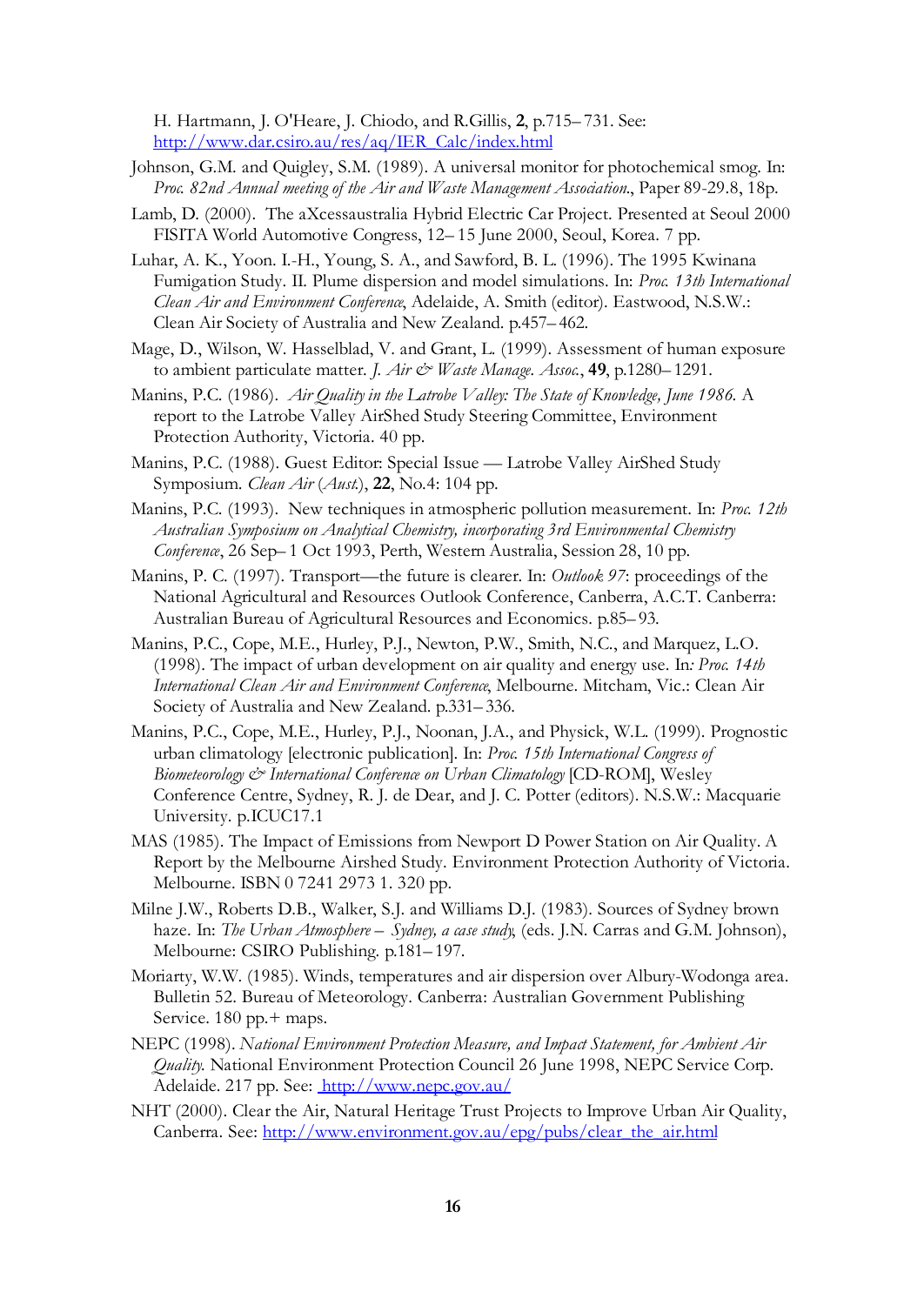H. Hartmann, J. O'Heare, J. Chiodo, and R.Gillis, **2**, p.715–731. See: http://www.dar.csiro.au/res/aq/IER_Calc/index.html

Johnson, G.M. and Quigley, S.M. (1989). A universal monitor for photochemical smog. In: *Proc. 82nd Annual meeting of the Air and Waste Management Association.*, Paper 89-29.8, 18p.

Lamb, D. (2000). The aXcessaustralia Hybrid Electric Car Project. Presented at Seoul 2000 FISITA World Automotive Congress, 12–15 June 2000, Seoul, Korea. 7 pp.

Luhar, A. K., Yoon. I.-H., Young, S. A., and Sawford, B. L. (1996). The 1995 Kwinana Fumigation Study. II. Plume dispersion and model simulations. In: *Proc. 13th International Clean Air and Environment Conference*, Adelaide, A. Smith (editor). Eastwood, N.S.W.: Clean Air Society of Australia and New Zealand. p.457–462.

Mage, D., Wilson, W. Hasselblad, V. and Grant, L. (1999). Assessment of human exposure to ambient particulate matter. *J. Air & Waste Manage. Assoc.*, **49**, p.1280–1291.

Manins, P.C. (1986). *Air Quality in the Latrobe Valley: The State of Knowledge, June 1986.* A report to the Latrobe Valley AirShed Study Steering Committee, Environment Protection Authority, Victoria. 40 pp.

Manins, P.C. (1988). Guest Editor: Special Issue — Latrobe Valley AirShed Study Symposium. *Clean Air* (*Aust.*), **22**, No.4: 104 pp.

Manins, P.C. (1993). New techniques in atmospheric pollution measurement. In: *Proc. 12th Australian Symposium on Analytical Chemistry, incorporating 3rd Environmental Chemistry Conference*, 26 Sep–1 Oct 1993, Perth, Western Australia, Session 28, 10 pp.

Manins, P. C. (1997). Transport—the future is clearer. In: *Outlook 97*: proceedings of the National Agricultural and Resources Outlook Conference, Canberra, A.C.T. Canberra: Australian Bureau of Agricultural Resources and Economics. p.85–93.

Manins, P.C., Cope, M.E., Hurley, P.J., Newton, P.W., Smith, N.C., and Marquez, L.O. (1998). The impact of urban development on air quality and energy use. In*: Proc. 14th International Clean Air and Environment Conference*, Melbourne. Mitcham, Vic.: Clean Air Society of Australia and New Zealand. p.331–336.

Manins, P.C., Cope, M.E., Hurley, P.J., Noonan, J.A., and Physick, W.L. (1999). Prognostic urban climatology [electronic publication]. In: *Proc. 15th International Congress of Biometeorology & International Conference on Urban Climatology* [CD-ROM], Wesley Conference Centre, Sydney, R. J. de Dear, and J. C. Potter (editors). N.S.W.: Macquarie University. p.ICUC17.1

MAS (1985). The Impact of Emissions from Newport D Power Station on Air Quality. A Report by the Melbourne Airshed Study. Environment Protection Authority of Victoria. Melbourne. ISBN 0 7241 2973 1. 320 pp.

Milne J.W., Roberts D.B., Walker, S.J. and Williams D.J. (1983). Sources of Sydney brown haze. In: *The Urban Atmosphere – Sydney, a case study,* (eds. J.N. Carras and G.M. Johnson), Melbourne: CSIRO Publishing. p.181–197.

Moriarty, W.W. (1985). Winds, temperatures and air dispersion over Albury-Wodonga area. Bulletin 52. Bureau of Meteorology. Canberra: Australian Government Publishing Service. 180 pp.+ maps.

NEPC (1998). *National Environment Protection Measure, and Impact Statement, for Ambient Air Quality.* National Environment Protection Council 26 June 1998, NEPC Service Corp. Adelaide. 217 pp. See: http://www.nepc.gov.au/

NHT (2000). Clear the Air, Natural Heritage Trust Projects to Improve Urban Air Quality, Canberra. See: http://www.environment.gov.au/epg/pubs/clear_the_air.html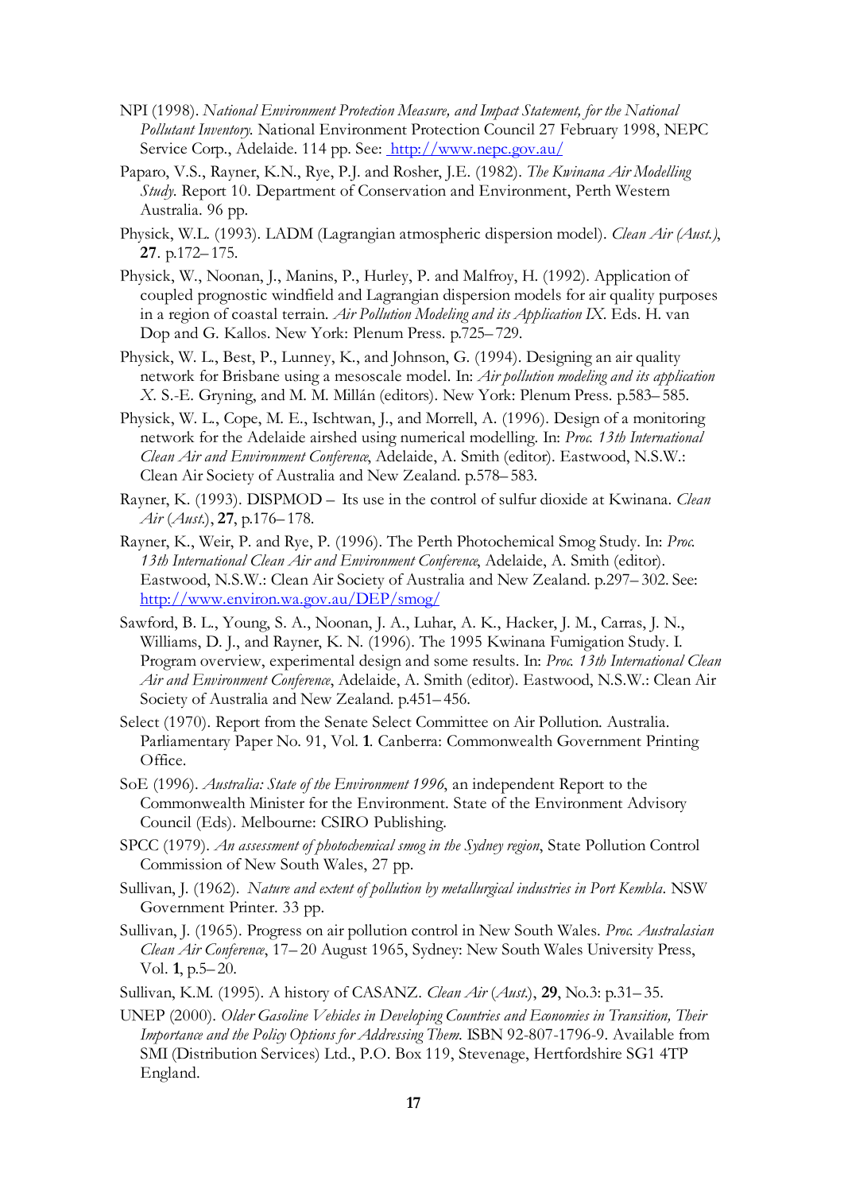NPI (1998). *National Environment Protection Measure, and Impact Statement, for the National Pollutant Inventory.* National Environment Protection Council 27 February 1998, NEPC Service Corp., Adelaide. 114 pp. See: http://www.nepc.gov.au/

Paparo, V.S., Rayner, K.N., Rye, P.J. and Rosher, J.E. (1982). *The Kwinana Air Modelling Study.* Report 10. Department of Conservation and Environment, Perth Western Australia. 96 pp.

Physick, W.L. (1993). LADM (Lagrangian atmospheric dispersion model). *Clean Air (Aust.)*, **27**. p.172–175.

Physick, W., Noonan, J., Manins, P., Hurley, P. and Malfroy, H. (1992). Application of coupled prognostic windfield and Lagrangian dispersion models for air quality purposes in a region of coastal terrain. *Air Pollution Modeling and its Application IX*. Eds. H. van Dop and G. Kallos. New York: Plenum Press. p.725–729.

Physick, W. L., Best, P., Lunney, K., and Johnson, G. (1994). Designing an air quality network for Brisbane using a mesoscale model. In: *Air pollution modeling and its application X*. S.-E. Gryning, and M. M. Millán (editors). New York: Plenum Press. p.583–585.

Physick, W. L., Cope, M. E., Ischtwan, J., and Morrell, A. (1996). Design of a monitoring network for the Adelaide airshed using numerical modelling. In: *Proc. 13th International Clean Air and Environment Conference*, Adelaide, A. Smith (editor). Eastwood, N.S.W.: Clean Air Society of Australia and New Zealand. p.578–583.

Rayner, K. (1993). DISPMOD – Its use in the control of sulfur dioxide at Kwinana. *Clean Air* (*Aust.*), **27**, p.176–178.

Rayner, K., Weir, P. and Rye, P. (1996). The Perth Photochemical Smog Study. In: *Proc. 13th International Clean Air and Environment Conference*, Adelaide, A. Smith (editor). Eastwood, N.S.W.: Clean Air Society of Australia and New Zealand. p.297–302. See: http://www.environ.wa.gov.au/DEP/smog/

Sawford, B. L., Young, S. A., Noonan, J. A., Luhar, A. K., Hacker, J. M., Carras, J. N., Williams, D. J., and Rayner, K. N. (1996). The 1995 Kwinana Fumigation Study. I. Program overview, experimental design and some results. In: *Proc. 13th International Clean Air and Environment Conference*, Adelaide, A. Smith (editor). Eastwood, N.S.W.: Clean Air Society of Australia and New Zealand. p.451–456.

Select (1970). Report from the Senate Select Committee on Air Pollution. Australia. Parliamentary Paper No. 91, Vol. **1**. Canberra: Commonwealth Government Printing Office.

SoE (1996). *Australia: State of the Environment 1996*, an independent Report to the Commonwealth Minister for the Environment. State of the Environment Advisory Council (Eds). Melbourne: CSIRO Publishing.

SPCC (1979). *An assessment of photochemical smog in the Sydney region*, State Pollution Control Commission of New South Wales, 27 pp.

Sullivan, J. (1962). *Nature and extent of pollution by metallurgical industries in Port Kembla*. NSW Government Printer. 33 pp.

Sullivan, J. (1965). Progress on air pollution control in New South Wales. *Proc. Australasian Clean Air Conference*, 17–20 August 1965, Sydney: New South Wales University Press, Vol. **1**, p.5–20.

Sullivan, K.M. (1995). A history of CASANZ. *Clean Air* (*Aust.*), **29**, No.3: p.31–35.

UNEP (2000). *Older Gasoline Vehicles in Developing Countries and Economies in Transition, Their Importance and the Policy Options for Addressing Them.* ISBN 92-807-1796-9. Available from SMI (Distribution Services) Ltd., P.O. Box 119, Stevenage, Hertfordshire SG1 4TP England.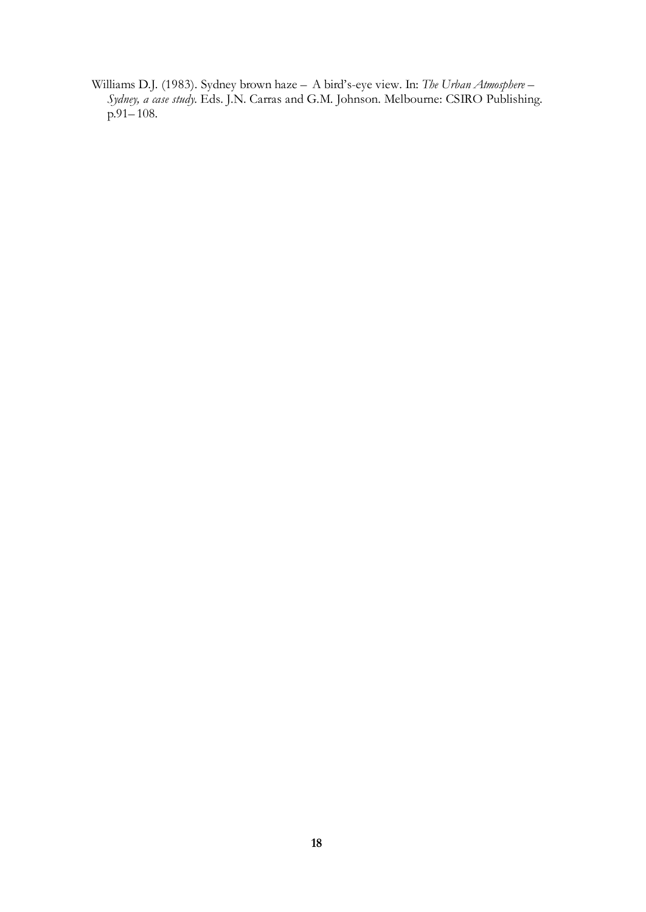Williams D.J. (1983). Sydney brown haze – A bird's-eye view. In: *The Urban Atmosphere – Sydney, a case study.* Eds. J.N. Carras and G.M. Johnson. Melbourne: CSIRO Publishing. p.91–108.